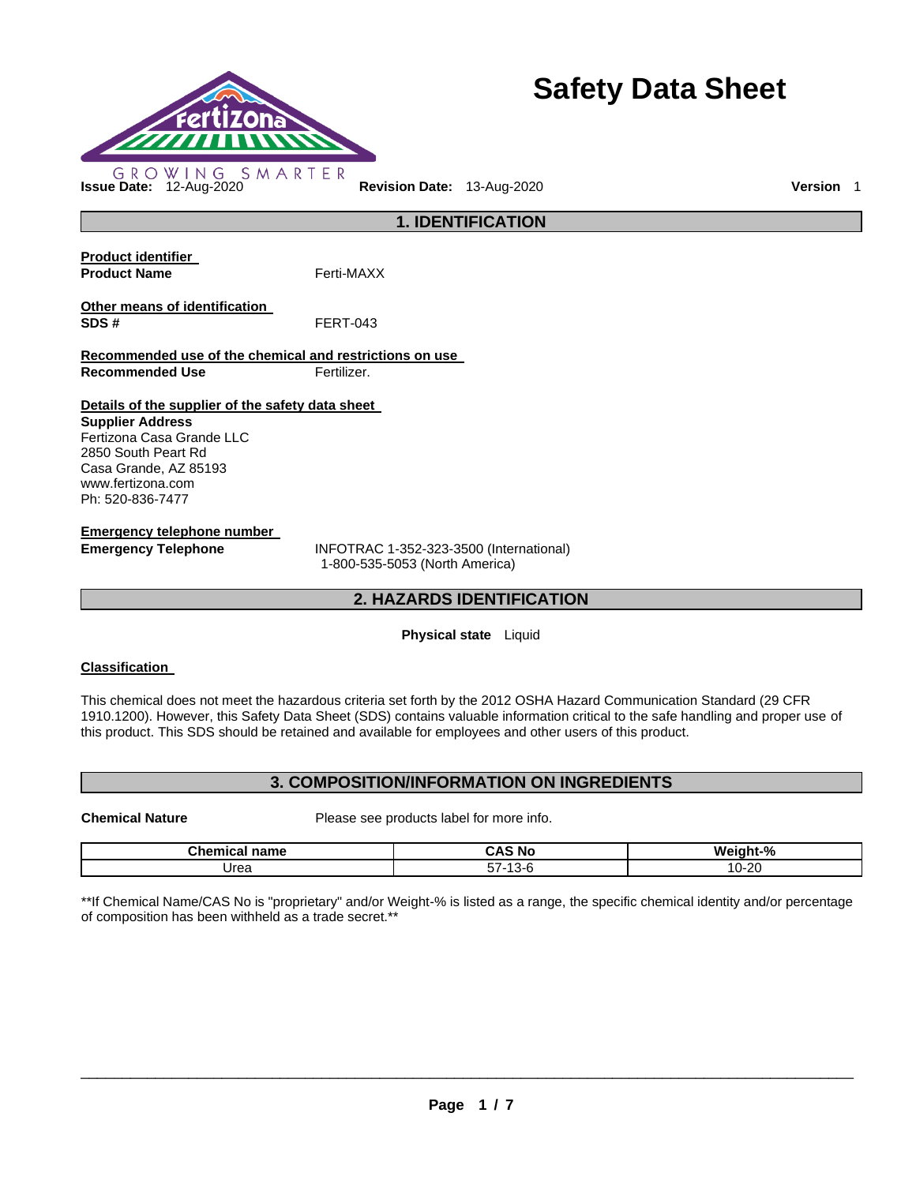# Safety Data Sheet

GROWING SMARTER

**Issue Date:** 12-Aug-2020 **Revision Date:** 13-Aug-2020 **Version** 1

## 1. IDENTIFICATION

**Product identifier**

**Product Name** Ferti-MAXX

**Other means of identification**

**SDS #** FERT-043

**Recommended use of the chemical and restrictions on use**

**Recommended Use** Fertilizer.

**Details of the supplier of the safety data sheet**

**Supplier Address**
Fertizona Casa Grande LLC
2850 South Peart Rd
Casa Grande, AZ 85193
www.fertizona.com
Ph: 520-836-7477

**Emergency telephone number**

**Emergency Telephone** INFOTRAC 1-352-323-3500 (International)
1-800-535-5053 (North America)

## 2. HAZARDS IDENTIFICATION

**Physical state** Liquid

**Classification**

This chemical does not meet the hazardous criteria set forth by the 2012 OSHA Hazard Communication Standard (29 CFR 1910.1200). However, this Safety Data Sheet (SDS) contains valuable information critical to the safe handling and proper use of this product. This SDS should be retained and available for employees and other users of this product.

## 3. COMPOSITION/INFORMATION ON INGREDIENTS

**Chemical Nature** Please see products label for more info.

| Chemical name | CAS No | Weight-% |
|---|---|---|
| Urea | 57-13-6 | 10-20 |

**If Chemical Name/CAS No is "proprietary" and/or Weight-% is listed as a range, the specific chemical identity and/or percentage of composition has been withheld as a trade secret.**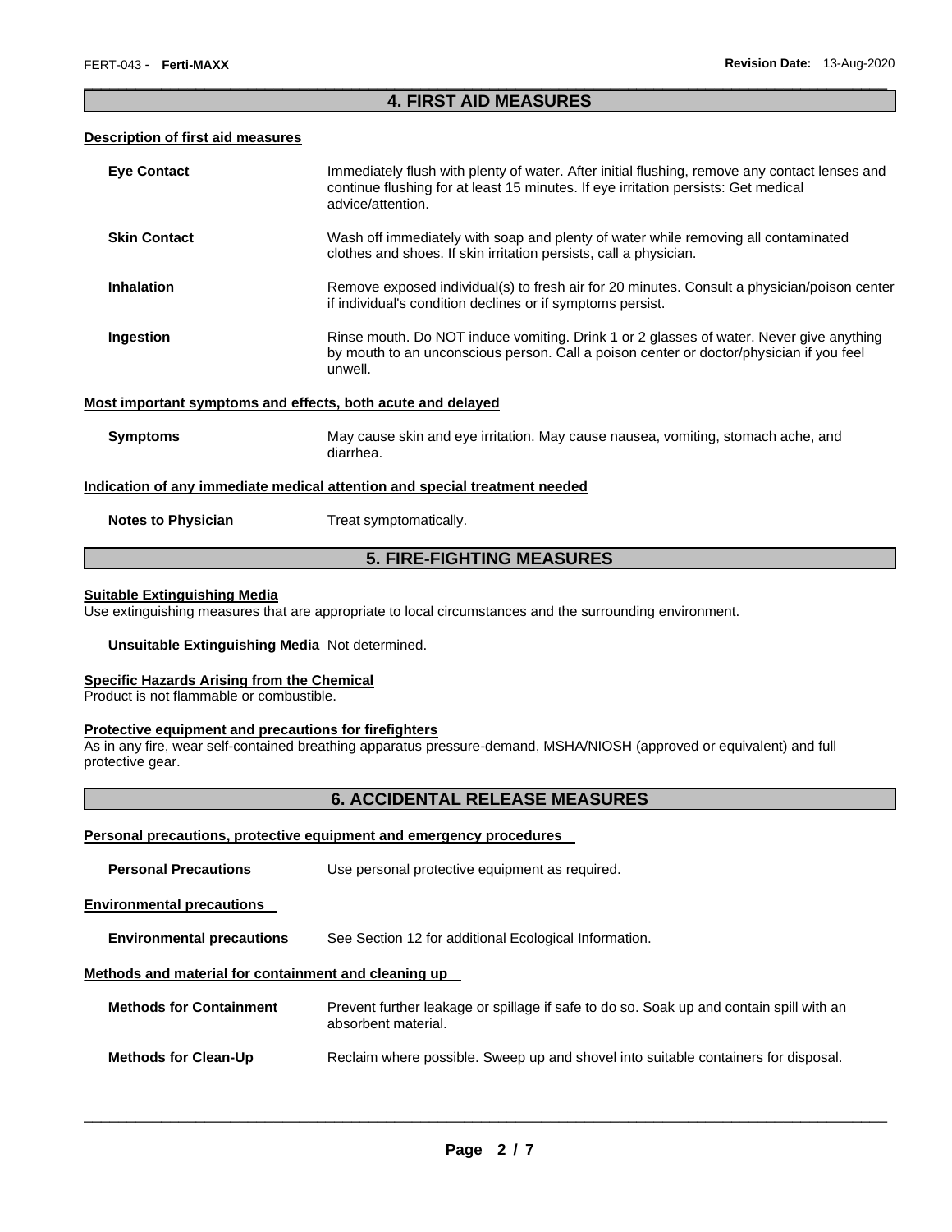## 4. FIRST AID MEASURES

### Description of first aid measures

**Eye Contact** Immediately flush with plenty of water. After initial flushing, remove any contact lenses and continue flushing for at least 15 minutes. If eye irritation persists: Get medical advice/attention.

**Skin Contact** Wash off immediately with soap and plenty of water while removing all contaminated clothes and shoes. If skin irritation persists, call a physician.

**Inhalation** Remove exposed individual(s) to fresh air for 20 minutes. Consult a physician/poison center if individual's condition declines or if symptoms persist.

**Ingestion** Rinse mouth. Do NOT induce vomiting. Drink 1 or 2 glasses of water. Never give anything by mouth to an unconscious person. Call a poison center or doctor/physician if you feel unwell.

### Most important symptoms and effects, both acute and delayed

**Symptoms** May cause skin and eye irritation. May cause nausea, vomiting, stomach ache, and diarrhea.

### Indication of any immediate medical attention and special treatment needed

**Notes to Physician** Treat symptomatically.

## 5. FIRE-FIGHTING MEASURES

### Suitable Extinguishing Media

Use extinguishing measures that are appropriate to local circumstances and the surrounding environment.

**Unsuitable Extinguishing Media** Not determined.

### Specific Hazards Arising from the Chemical

Product is not flammable or combustible.

### Protective equipment and precautions for firefighters

As in any fire, wear self-contained breathing apparatus pressure-demand, MSHA/NIOSH (approved or equivalent) and full protective gear.

## 6. ACCIDENTAL RELEASE MEASURES

### Personal precautions, protective equipment and emergency procedures

**Personal Precautions** Use personal protective equipment as required.

### Environmental precautions

**Environmental precautions** See Section 12 for additional Ecological Information.

### Methods and material for containment and cleaning up

**Methods for Containment** Prevent further leakage or spillage if safe to do so. Soak up and contain spill with an absorbent material.

**Methods for Clean-Up** Reclaim where possible. Sweep up and shovel into suitable containers for disposal.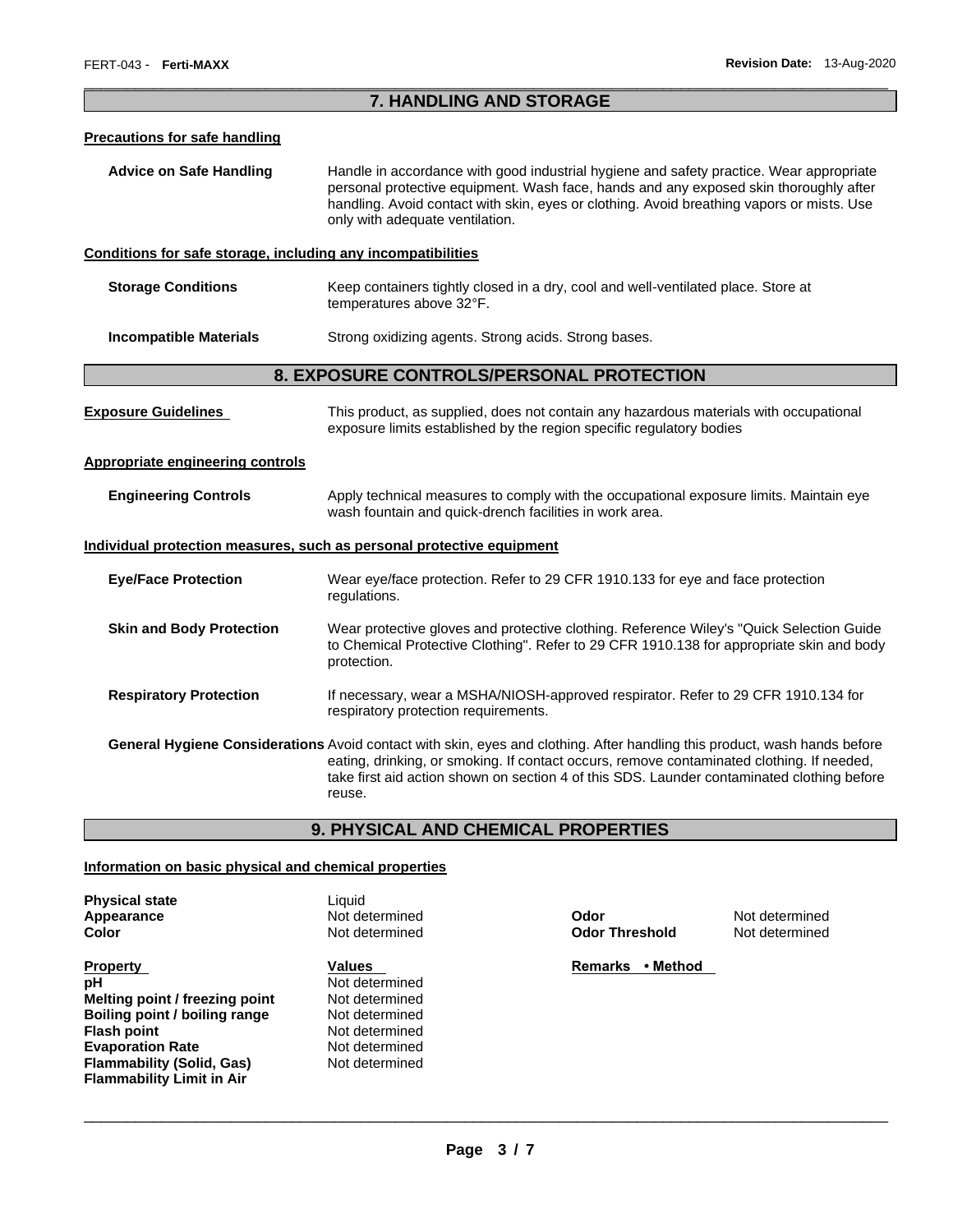## 7. HANDLING AND STORAGE

### Precautions for safe handling

**Advice on Safe Handling** Handle in accordance with good industrial hygiene and safety practice. Wear appropriate personal protective equipment. Wash face, hands and any exposed skin thoroughly after handling. Avoid contact with skin, eyes or clothing. Avoid breathing vapors or mists. Use only with adequate ventilation.

### Conditions for safe storage, including any incompatibilities

**Storage Conditions** Keep containers tightly closed in a dry, cool and well-ventilated place. Store at temperatures above 32°F.

**Incompatible Materials** Strong oxidizing agents. Strong acids. Strong bases.

## 8. EXPOSURE CONTROLS/PERSONAL PROTECTION

**Exposure Guidelines** This product, as supplied, does not contain any hazardous materials with occupational exposure limits established by the region specific regulatory bodies

### Appropriate engineering controls

**Engineering Controls** Apply technical measures to comply with the occupational exposure limits. Maintain eye wash fountain and quick-drench facilities in work area.

### Individual protection measures, such as personal protective equipment

**Eye/Face Protection** Wear eye/face protection. Refer to 29 CFR 1910.133 for eye and face protection regulations.

**Skin and Body Protection** Wear protective gloves and protective clothing. Reference Wiley's "Quick Selection Guide to Chemical Protective Clothing". Refer to 29 CFR 1910.138 for appropriate skin and body protection.

**Respiratory Protection** If necessary, wear a MSHA/NIOSH-approved respirator. Refer to 29 CFR 1910.134 for respiratory protection requirements.

**General Hygiene Considerations** Avoid contact with skin, eyes and clothing. After handling this product, wash hands before eating, drinking, or smoking. If contact occurs, remove contaminated clothing. If needed, take first aid action shown on section 4 of this SDS. Launder contaminated clothing before reuse.

## 9. PHYSICAL AND CHEMICAL PROPERTIES

### Information on basic physical and chemical properties

| | | | |
|---|---|---|---|
| **Physical state** | Liquid | | |
| **Appearance** | Not determined | **Odor** | Not determined |
| **Color** | Not determined | **Odor Threshold** | Not determined |

| **Property** | **Values** | **Remarks • Method** |
|---|---|---|
| **pH** | Not determined | |
| **Melting point / freezing point** | Not determined | |
| **Boiling point / boiling range** | Not determined | |
| **Flash point** | Not determined | |
| **Evaporation Rate** | Not determined | |
| **Flammability (Solid, Gas)** | Not determined | |
| **Flammability Limit in Air** | | |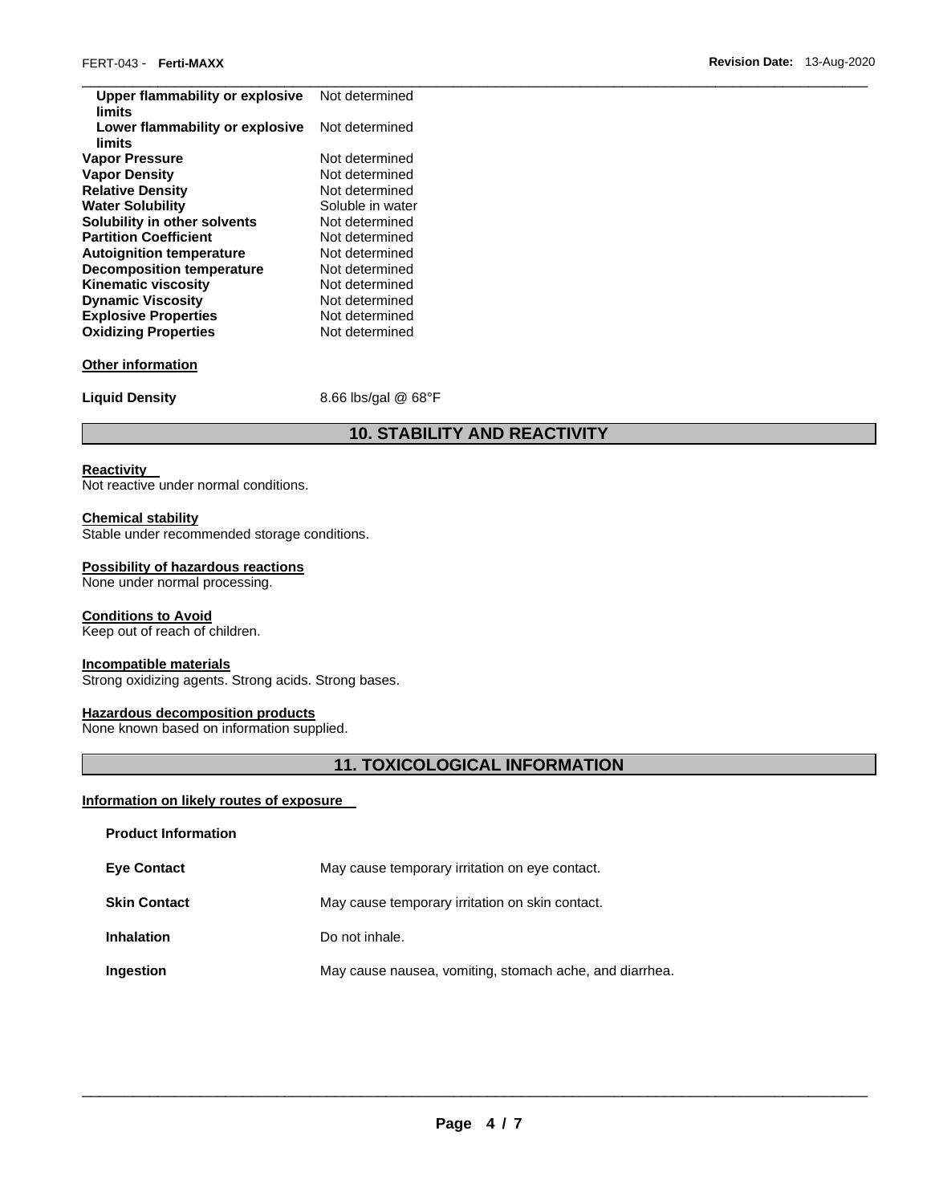| | |
|---|---|
| **Upper flammability or explosive limits** | Not determined |
| **Lower flammability or explosive limits** | Not determined |
| **Vapor Pressure** | Not determined |
| **Vapor Density** | Not determined |
| **Relative Density** | Not determined |
| **Water Solubility** | Soluble in water |
| **Solubility in other solvents** | Not determined |
| **Partition Coefficient** | Not determined |
| **Autoignition temperature** | Not determined |
| **Decomposition temperature** | Not determined |
| **Kinematic viscosity** | Not determined |
| **Dynamic Viscosity** | Not determined |
| **Explosive Properties** | Not determined |
| **Oxidizing Properties** | Not determined |

**Other information**

**Liquid Density** 8.66 lbs/gal @ 68°F

## 10. STABILITY AND REACTIVITY

**Reactivity**
Not reactive under normal conditions.

**Chemical stability**
Stable under recommended storage conditions.

**Possibility of hazardous reactions**
None under normal processing.

**Conditions to Avoid**
Keep out of reach of children.

**Incompatible materials**
Strong oxidizing agents. Strong acids. Strong bases.

**Hazardous decomposition products**
None known based on information supplied.

## 11. TOXICOLOGICAL INFORMATION

**Information on likely routes of exposure**

**Product Information**

| | |
|---|---|
| **Eye Contact** | May cause temporary irritation on eye contact. |
| **Skin Contact** | May cause temporary irritation on skin contact. |
| **Inhalation** | Do not inhale. |
| **Ingestion** | May cause nausea, vomiting, stomach ache, and diarrhea. |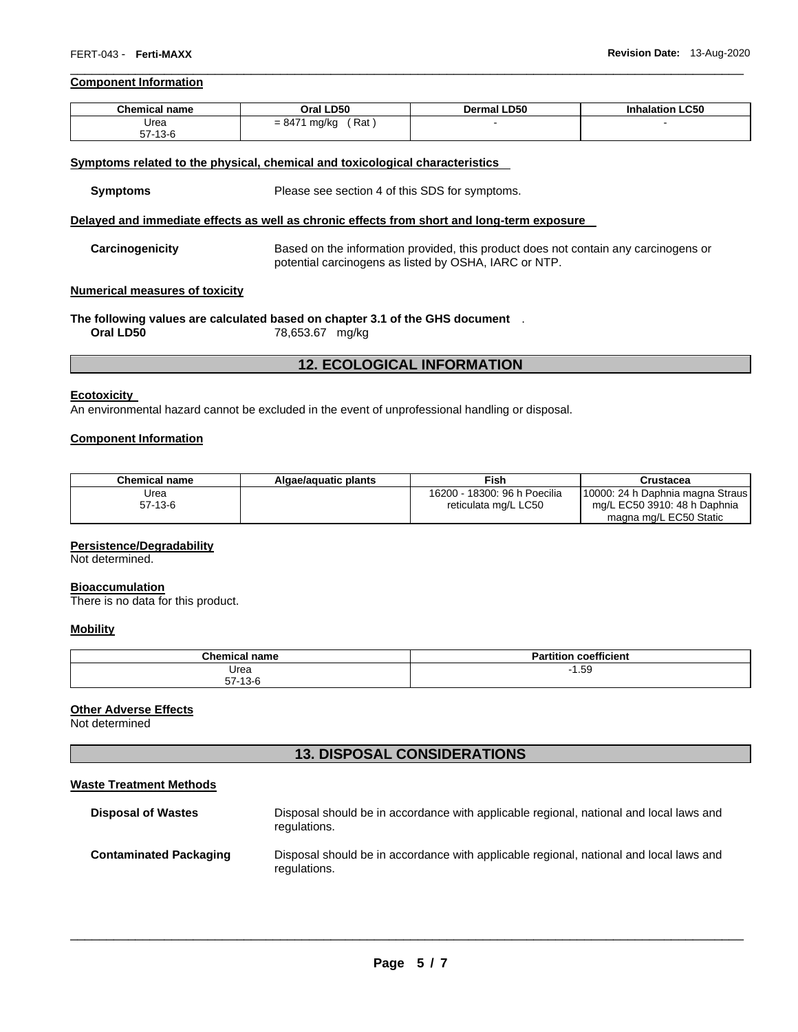### Component Information

| Chemical name | Oral LD50 | Dermal LD50 | Inhalation LC50 |
|---|---|---|---|
| Urea<br>57-13-6 | = 8471 mg/kg ( Rat ) | - | - |

### Symptoms related to the physical, chemical and toxicological characteristics

**Symptoms** Please see section 4 of this SDS for symptoms.

### Delayed and immediate effects as well as chronic effects from short and long-term exposure

**Carcinogenicity** Based on the information provided, this product does not contain any carcinogens or potential carcinogens as listed by OSHA, IARC or NTP.

### Numerical measures of toxicity

**The following values are calculated based on chapter 3.1 of the GHS document** .

**Oral LD50** 78,653.67 mg/kg

## 12. ECOLOGICAL INFORMATION

### Ecotoxicity

An environmental hazard cannot be excluded in the event of unprofessional handling or disposal.

### Component Information

| Chemical name | Algae/aquatic plants | Fish | Crustacea |
|---|---|---|---|
| Urea<br>57-13-6 | | 16200 - 18300: 96 h Poecilia reticulata mg/L LC50 | 10000: 24 h Daphnia magna Straus mg/L EC50 3910: 48 h Daphnia magna mg/L EC50 Static |

### Persistence/Degradability

Not determined.

### Bioaccumulation

There is no data for this product.

### Mobility

| Chemical name | Partition coefficient |
|---|---|
| Urea<br>57-13-6 | -1.59 |

### Other Adverse Effects

Not determined

## 13. DISPOSAL CONSIDERATIONS

### Waste Treatment Methods

**Disposal of Wastes** Disposal should be in accordance with applicable regional, national and local laws and regulations.

**Contaminated Packaging** Disposal should be in accordance with applicable regional, national and local laws and regulations.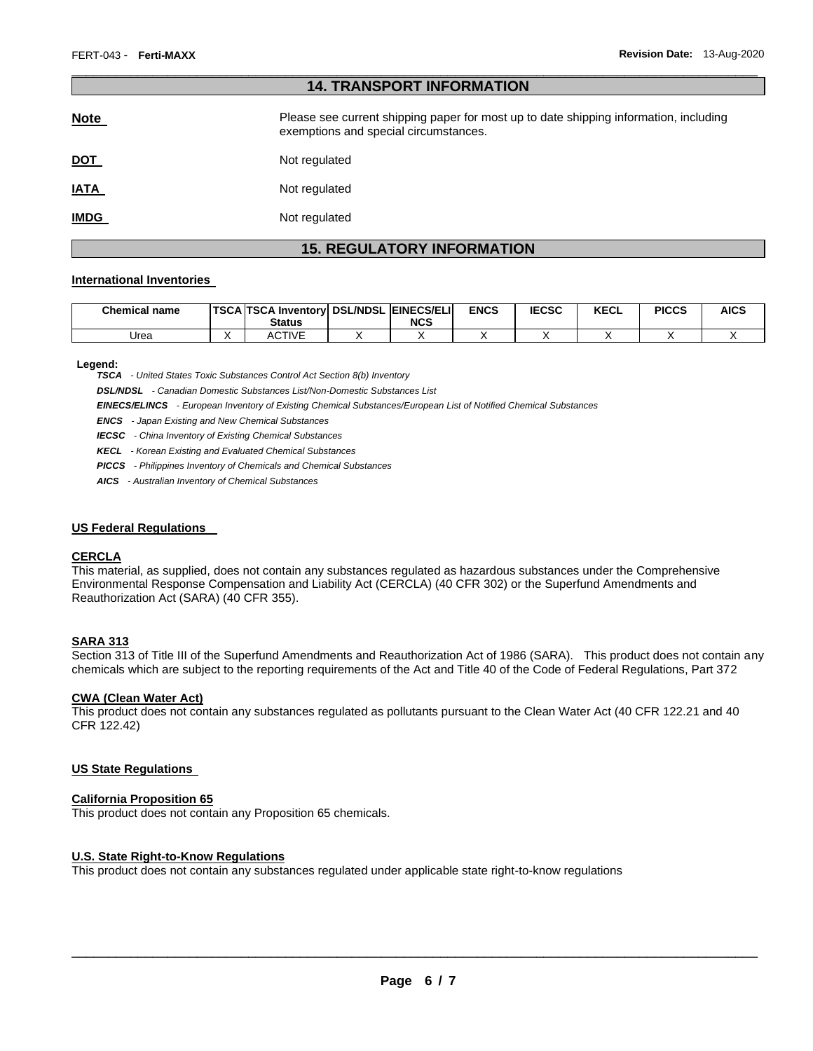## 14. TRANSPORT INFORMATION

**Note** Please see current shipping paper for most up to date shipping information, including exemptions and special circumstances.

**DOT** Not regulated

**IATA** Not regulated

**IMDG** Not regulated

## 15. REGULATORY INFORMATION

### International Inventories

| Chemical name | TSCA | TSCA Inventory Status | DSL/NDSL | EINECS/ELINCS | ENCS | IECSC | KECL | PICCS | AICS |
|---|---|---|---|---|---|---|---|---|---|
| Urea | X | ACTIVE | X | X | X | X | X | X | X |

**Legend:**

***TSCA*** *- United States Toxic Substances Control Act Section 8(b) Inventory*

***DSL/NDSL*** *- Canadian Domestic Substances List/Non-Domestic Substances List*

***EINECS/ELINCS*** *- European Inventory of Existing Chemical Substances/European List of Notified Chemical Substances*

***ENCS*** *- Japan Existing and New Chemical Substances*

***IECSC*** *- China Inventory of Existing Chemical Substances*

***KECL*** *- Korean Existing and Evaluated Chemical Substances*

***PICCS*** *- Philippines Inventory of Chemicals and Chemical Substances*

***AICS*** *- Australian Inventory of Chemical Substances*

### US Federal Regulations

#### CERCLA

This material, as supplied, does not contain any substances regulated as hazardous substances under the Comprehensive Environmental Response Compensation and Liability Act (CERCLA) (40 CFR 302) or the Superfund Amendments and Reauthorization Act (SARA) (40 CFR 355).

#### SARA 313

Section 313 of Title III of the Superfund Amendments and Reauthorization Act of 1986 (SARA). This product does not contain any chemicals which are subject to the reporting requirements of the Act and Title 40 of the Code of Federal Regulations, Part 372

#### CWA (Clean Water Act)

This product does not contain any substances regulated as pollutants pursuant to the Clean Water Act (40 CFR 122.21 and 40 CFR 122.42)

### US State Regulations

#### California Proposition 65

This product does not contain any Proposition 65 chemicals.

#### U.S. State Right-to-Know Regulations

This product does not contain any substances regulated under applicable state right-to-know regulations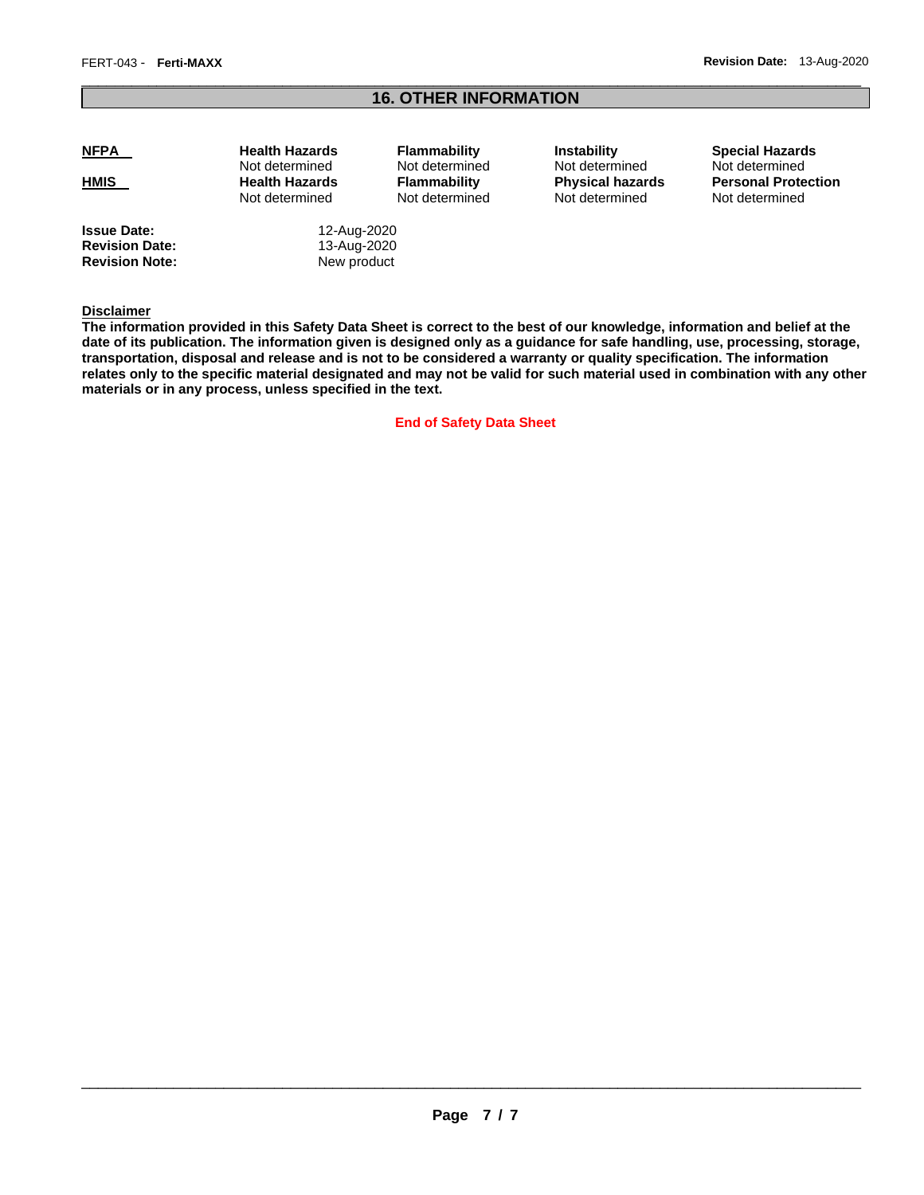## 16. OTHER INFORMATION

| | | | | |
|---|---|---|---|---|
| **NFPA** | **Health Hazards**<br>Not determined | **Flammability**<br>Not determined | **Instability**<br>Not determined | **Special Hazards**<br>Not determined |
| **HMIS** | **Health Hazards**<br>Not determined | **Flammability**<br>Not determined | **Physical hazards**<br>Not determined | **Personal Protection**<br>Not determined |

**Issue Date:** 12-Aug-2020
**Revision Date:** 13-Aug-2020
**Revision Note:** New product

**Disclaimer**

**The information provided in this Safety Data Sheet is correct to the best of our knowledge, information and belief at the date of its publication. The information given is designed only as a guidance for safe handling, use, processing, storage, transportation, disposal and release and is not to be considered a warranty or quality specification. The information relates only to the specific material designated and may not be valid for such material used in combination with any other materials or in any process, unless specified in the text.**

**End of Safety Data Sheet**